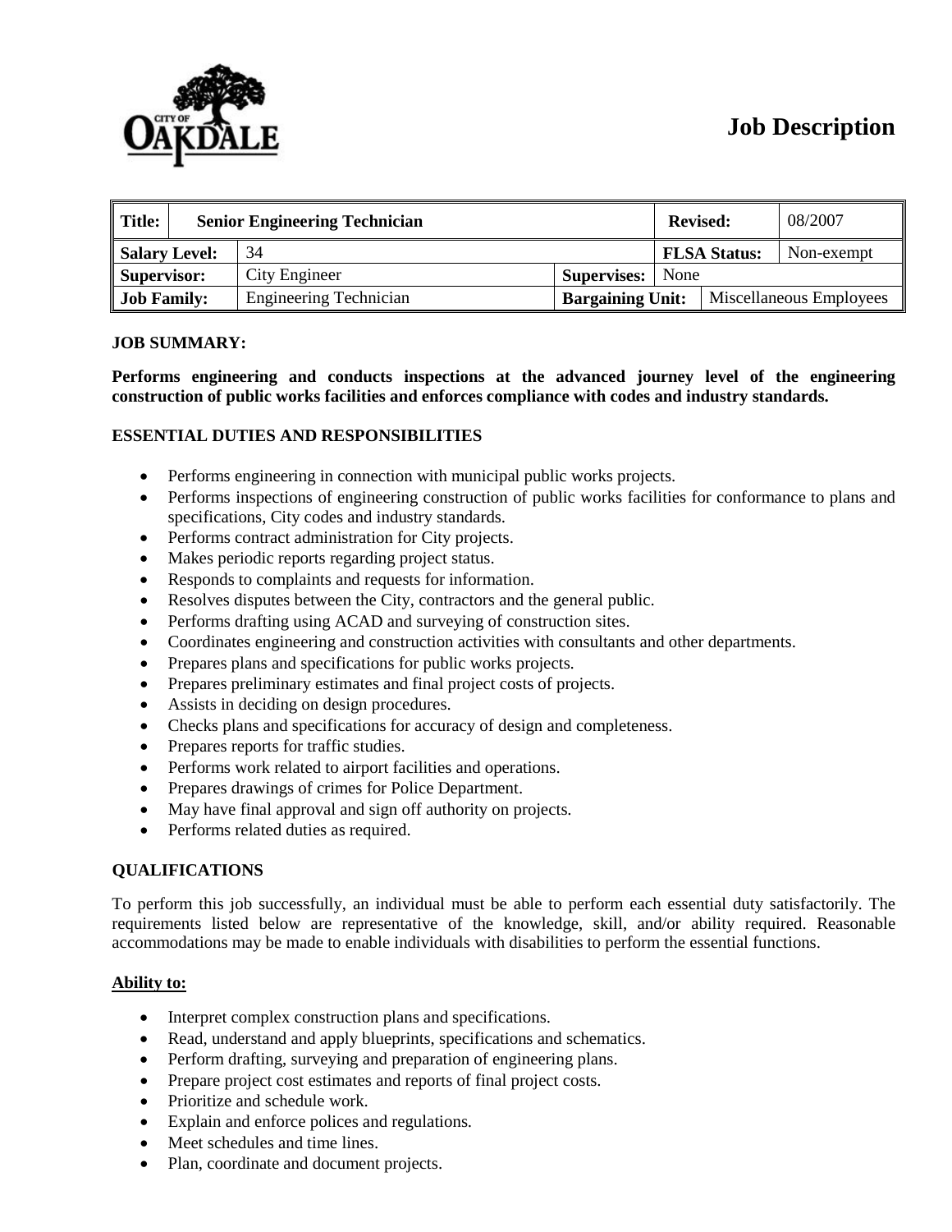# Job Description

| Title: | Senior Engineering Technician | | Revised: | 08/2007 |
|---|---|---|---|---|
| Salary Level: | 34 | | FLSA Status: | Non-exempt |
| Supervisor: | City Engineer | Supervises: | None | |
| Job Family: | Engineering Technician | Bargaining Unit: | Miscellaneous Employees | |

**JOB SUMMARY:**

**Performs engineering and conducts inspections at the advanced journey level of the engineering construction of public works facilities and enforces compliance with codes and industry standards.**

**ESSENTIAL DUTIES AND RESPONSIBILITIES**

- Performs engineering in connection with municipal public works projects.
- Performs inspections of engineering construction of public works facilities for conformance to plans and specifications, City codes and industry standards.
- Performs contract administration for City projects.
- Makes periodic reports regarding project status.
- Responds to complaints and requests for information.
- Resolves disputes between the City, contractors and the general public.
- Performs drafting using ACAD and surveying of construction sites.
- Coordinates engineering and construction activities with consultants and other departments.
- Prepares plans and specifications for public works projects.
- Prepares preliminary estimates and final project costs of projects.
- Assists in deciding on design procedures.
- Checks plans and specifications for accuracy of design and completeness.
- Prepares reports for traffic studies.
- Performs work related to airport facilities and operations.
- Prepares drawings of crimes for Police Department.
- May have final approval and sign off authority on projects.
- Performs related duties as required.

**QUALIFICATIONS**

To perform this job successfully, an individual must be able to perform each essential duty satisfactorily. The requirements listed below are representative of the knowledge, skill, and/or ability required. Reasonable accommodations may be made to enable individuals with disabilities to perform the essential functions.

**Ability to:**

- Interpret complex construction plans and specifications.
- Read, understand and apply blueprints, specifications and schematics.
- Perform drafting, surveying and preparation of engineering plans.
- Prepare project cost estimates and reports of final project costs.
- Prioritize and schedule work.
- Explain and enforce polices and regulations.
- Meet schedules and time lines.
- Plan, coordinate and document projects.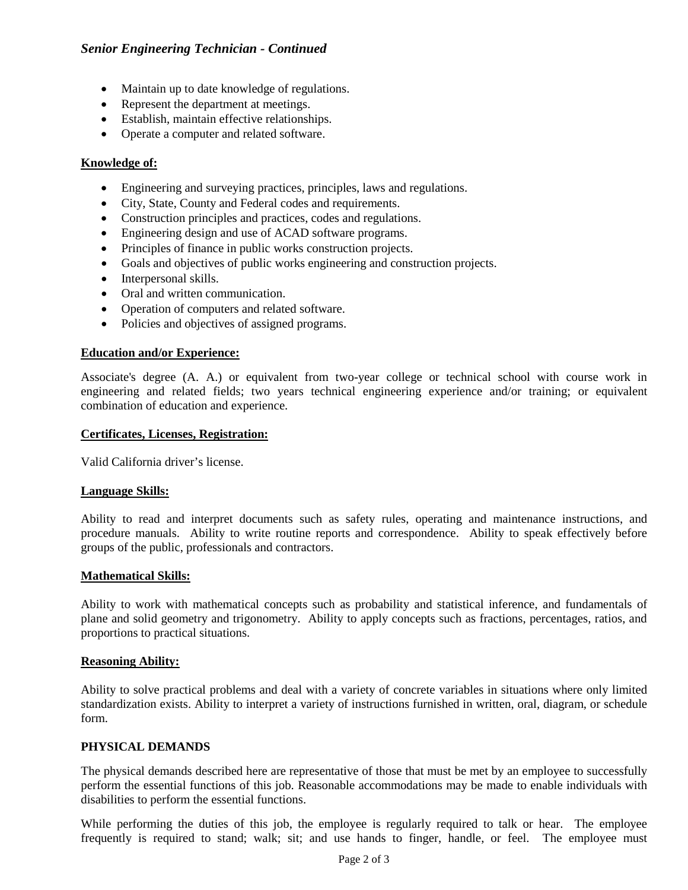- Maintain up to date knowledge of regulations.
- Represent the department at meetings.
- Establish, maintain effective relationships.
- Operate a computer and related software.

**Knowledge of:**

- Engineering and surveying practices, principles, laws and regulations.
- City, State, County and Federal codes and requirements.
- Construction principles and practices, codes and regulations.
- Engineering design and use of ACAD software programs.
- Principles of finance in public works construction projects.
- Goals and objectives of public works engineering and construction projects.
- Interpersonal skills.
- Oral and written communication.
- Operation of computers and related software.
- Policies and objectives of assigned programs.

**Education and/or Experience:**

Associate's degree (A. A.) or equivalent from two-year college or technical school with course work in engineering and related fields; two years technical engineering experience and/or training; or equivalent combination of education and experience.

**Certificates, Licenses, Registration:**

Valid California driver's license.

**Language Skills:**

Ability to read and interpret documents such as safety rules, operating and maintenance instructions, and procedure manuals. Ability to write routine reports and correspondence. Ability to speak effectively before groups of the public, professionals and contractors.

**Mathematical Skills:**

Ability to work with mathematical concepts such as probability and statistical inference, and fundamentals of plane and solid geometry and trigonometry. Ability to apply concepts such as fractions, percentages, ratios, and proportions to practical situations.

**Reasoning Ability:**

Ability to solve practical problems and deal with a variety of concrete variables in situations where only limited standardization exists. Ability to interpret a variety of instructions furnished in written, oral, diagram, or schedule form.

## PHYSICAL DEMANDS

The physical demands described here are representative of those that must be met by an employee to successfully perform the essential functions of this job. Reasonable accommodations may be made to enable individuals with disabilities to perform the essential functions.

While performing the duties of this job, the employee is regularly required to talk or hear. The employee frequently is required to stand; walk; sit; and use hands to finger, handle, or feel. The employee must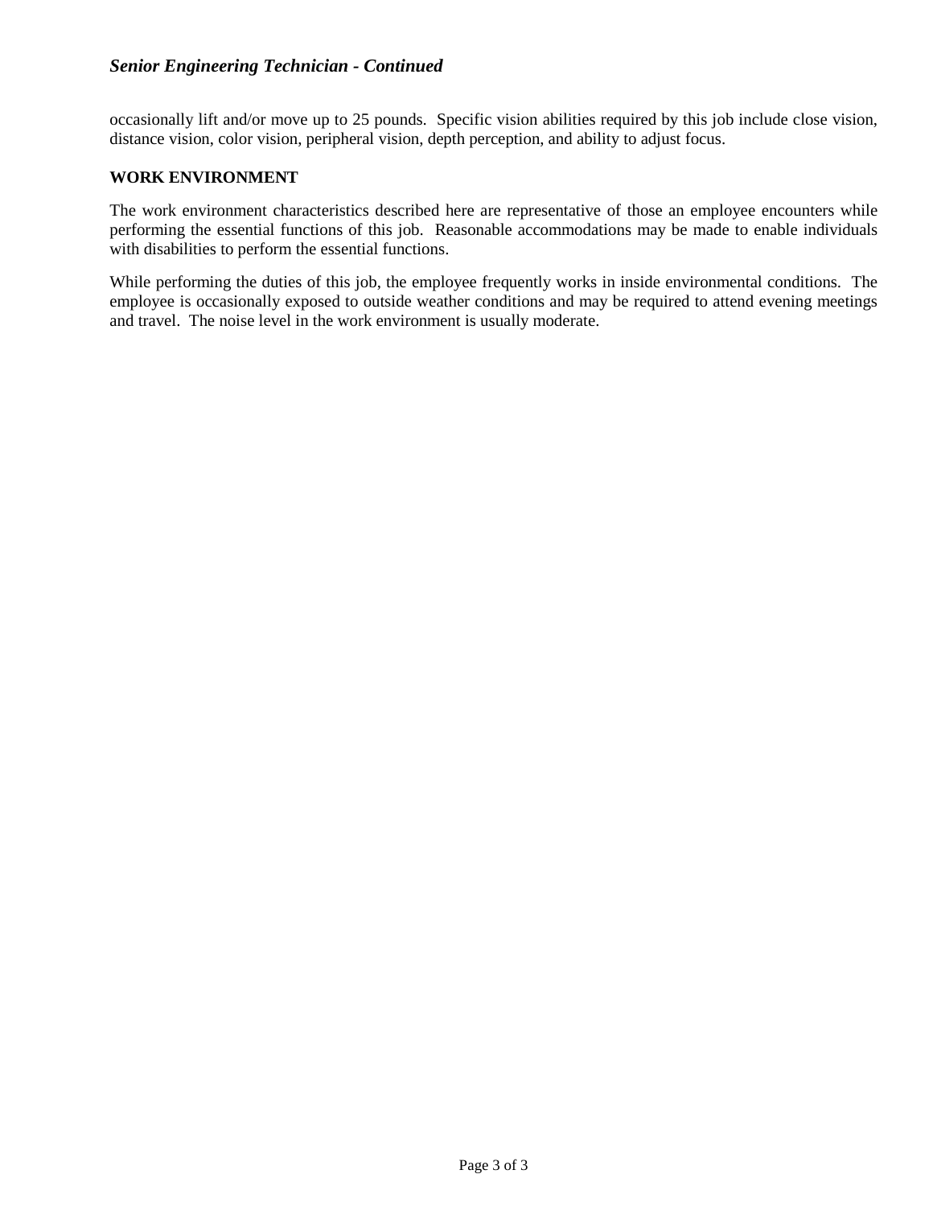occasionally lift and/or move up to 25 pounds. Specific vision abilities required by this job include close vision, distance vision, color vision, peripheral vision, depth perception, and ability to adjust focus.

## WORK ENVIRONMENT

The work environment characteristics described here are representative of those an employee encounters while performing the essential functions of this job. Reasonable accommodations may be made to enable individuals with disabilities to perform the essential functions.

While performing the duties of this job, the employee frequently works in inside environmental conditions. The employee is occasionally exposed to outside weather conditions and may be required to attend evening meetings and travel. The noise level in the work environment is usually moderate.